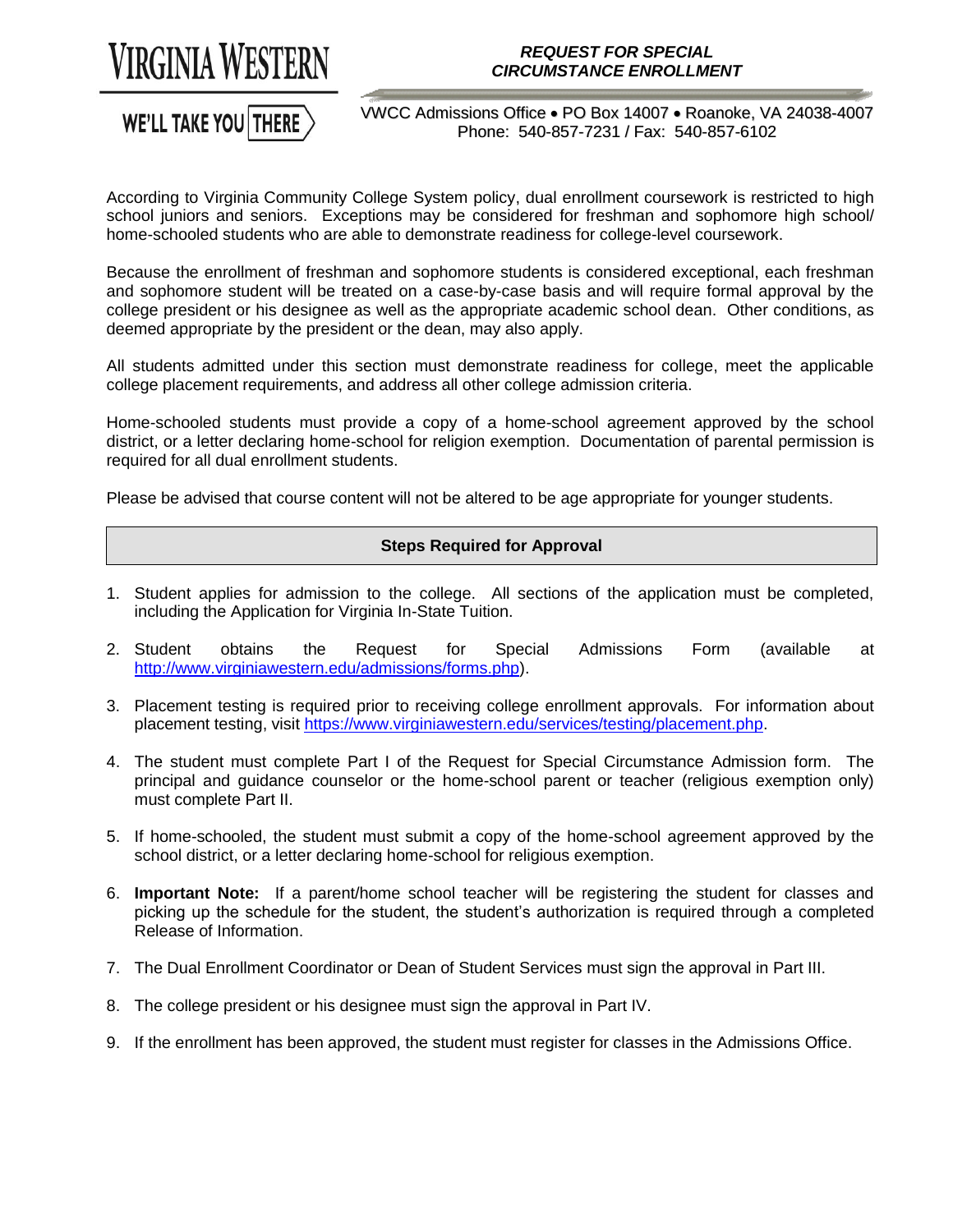VIRGINIA WESTERN

WE'LL TAKE YOU THERE

# REQUEST FOR SPECIAL CIRCUMSTANCE ENROLLMENT

VWCC Admissions Office • PO Box 14007 • Roanoke, VA 24038-4007
Phone: 540-857-7231 / Fax: 540-857-6102

According to Virginia Community College System policy, dual enrollment coursework is restricted to high school juniors and seniors. Exceptions may be considered for freshman and sophomore high school/ home-schooled students who are able to demonstrate readiness for college-level coursework.

Because the enrollment of freshman and sophomore students is considered exceptional, each freshman and sophomore student will be treated on a case-by-case basis and will require formal approval by the college president or his designee as well as the appropriate academic school dean. Other conditions, as deemed appropriate by the president or the dean, may also apply.

All students admitted under this section must demonstrate readiness for college, meet the applicable college placement requirements, and address all other college admission criteria.

Home-schooled students must provide a copy of a home-school agreement approved by the school district, or a letter declaring home-school for religion exemption. Documentation of parental permission is required for all dual enrollment students.

Please be advised that course content will not be altered to be age appropriate for younger students.

## Steps Required for Approval

1. Student applies for admission to the college. All sections of the application must be completed, including the Application for Virginia In-State Tuition.
2. Student obtains the Request for Special Admissions Form (available at http://www.virginiawestern.edu/admissions/forms.php).
3. Placement testing is required prior to receiving college enrollment approvals. For information about placement testing, visit https://www.virginiawestern.edu/services/testing/placement.php.
4. The student must complete Part I of the Request for Special Circumstance Admission form. The principal and guidance counselor or the home-school parent or teacher (religious exemption only) must complete Part II.
5. If home-schooled, the student must submit a copy of the home-school agreement approved by the school district, or a letter declaring home-school for religious exemption.
6. **Important Note:** If a parent/home school teacher will be registering the student for classes and picking up the schedule for the student, the student's authorization is required through a completed Release of Information.
7. The Dual Enrollment Coordinator or Dean of Student Services must sign the approval in Part III.
8. The college president or his designee must sign the approval in Part IV.
9. If the enrollment has been approved, the student must register for classes in the Admissions Office.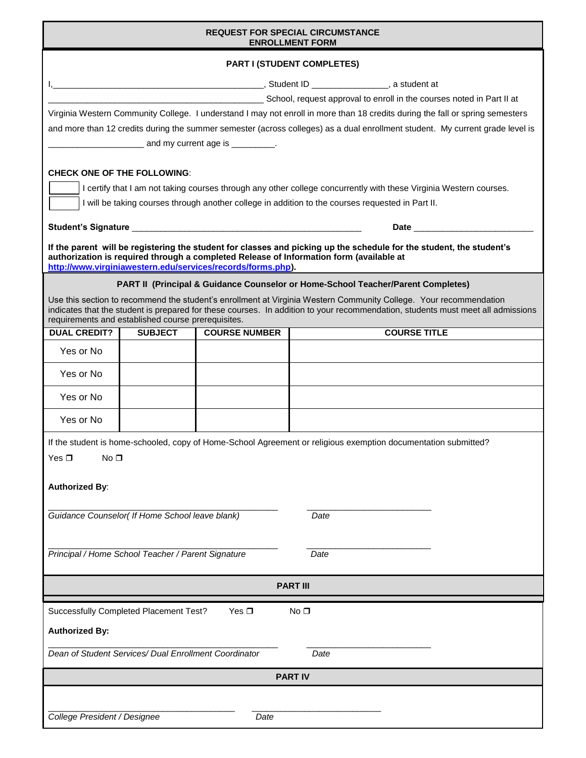## REQUEST FOR SPECIAL CIRCUMSTANCE ENROLLMENT FORM

### PART I (STUDENT COMPLETES)

I,_____________________________________________, Student ID _______________, a student at _____________________________________________ School, request approval to enroll in the courses noted in Part II at Virginia Western Community College. I understand I may not enroll in more than 18 credits during the fall or spring semesters and more than 12 credits during the summer semester (across colleges) as a dual enrollment student. My current grade level is ____________________ and my current age is _________.

**CHECK ONE OF THE FOLLOWING**:

☐ I certify that I am not taking courses through any other college concurrently with these Virginia Western courses.

☐ I will be taking courses through another college in addition to the courses requested in Part II.

**Student's Signature** ________________________________________________ **Date** _________________________

**If the parent will be registering the student for classes and picking up the schedule for the student, the student's authorization is required through a completed Release of Information form (available at http://www.virginiawestern.edu/services/records/forms.php).**

### PART II (Principal & Guidance Counselor or Home-School Teacher/Parent Completes)

Use this section to recommend the student's enrollment at Virginia Western Community College. Your recommendation indicates that the student is prepared for these courses. In addition to your recommendation, students must meet all admissions requirements and established course prerequisites.

| DUAL CREDIT? | SUBJECT | COURSE NUMBER | COURSE TITLE |
|---|---|---|---|
| Yes or No | | | |
| Yes or No | | | |
| Yes or No | | | |
| Yes or No | | | |

If the student is home-schooled, copy of Home-School Agreement or religious exemption documentation submitted?

Yes ☐ No ☐

**Authorized By**:

________________________________________________ _________________________

*Guidance Counselor( If Home School leave blank)* *Date*

________________________________________________ _________________________

*Principal / Home School Teacher / Parent Signature* *Date*

### PART III

Successfully Completed Placement Test? Yes ☐ No ☐

**Authorized By:**

________________________________________________ _________________________

*Dean of Student Services/ Dual Enrollment Coordinator* *Date*

### PART IV

_______________________________________ ___________________________

*College President / Designee* *Date*